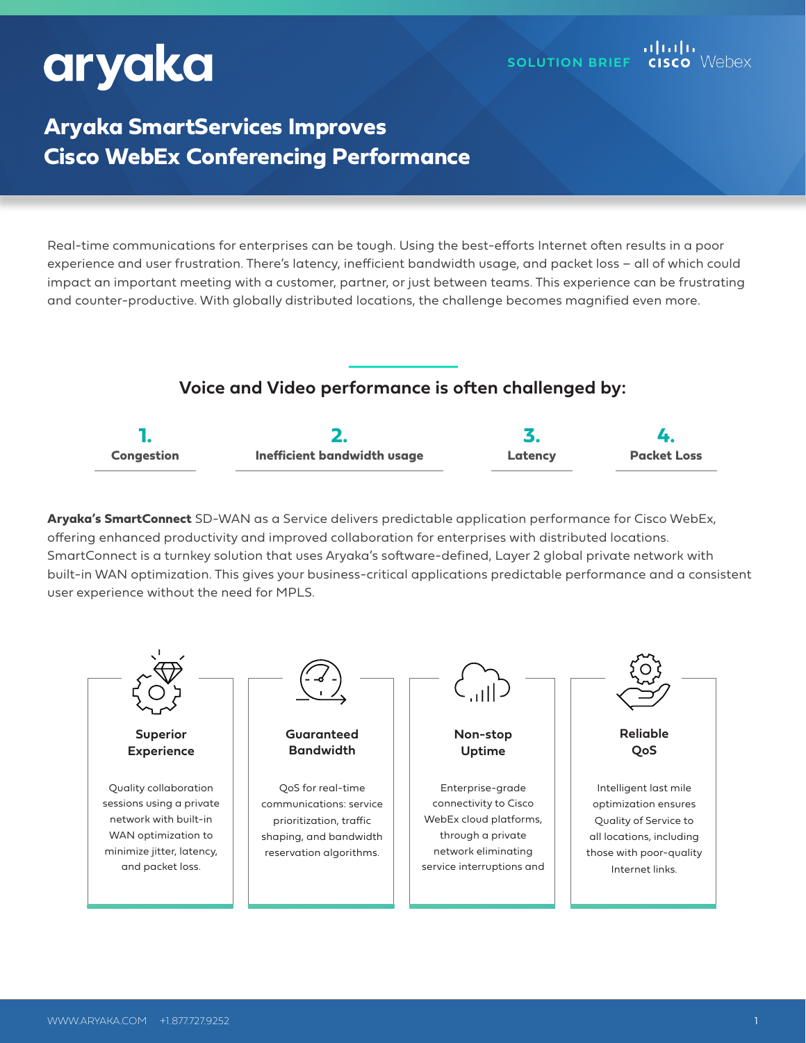aryaka

SOLUTION BRIEF  cisco Webex

# Aryaka SmartServices Improves Cisco WebEx Conferencing Performance

Real-time communications for enterprises can be tough. Using the best-efforts Internet often results in a poor experience and user frustration. There's latency, inefficient bandwidth usage, and packet loss – all of which could impact an important meeting with a customer, partner, or just between teams. This experience can be frustrating and counter-productive. With globally distributed locations, the challenge becomes magnified even more.

## Voice and Video performance is often challenged by:

1. **Congestion**
2. **Inefficient bandwidth usage**
3. **Latency**
4. **Packet Loss**

**Aryaka's SmartConnect** SD-WAN as a Service delivers predictable application performance for Cisco WebEx, offering enhanced productivity and improved collaboration for enterprises with distributed locations. SmartConnect is a turnkey solution that uses Aryaka's software-defined, Layer 2 global private network with built-in WAN optimization. This gives your business-critical applications predictable performance and a consistent user experience without the need for MPLS.

### Superior Experience

Quality collaboration sessions using a private network with built-in WAN optimization to minimize jitter, latency, and packet loss.

### Guaranteed Bandwidth

QoS for real-time communications: service prioritization, traffic shaping, and bandwidth reservation algorithms.

### Non-stop Uptime

Enterprise-grade connectivity to Cisco WebEx cloud platforms, through a private network eliminating service interruptions and

### Reliable QoS

Intelligent last mile optimization ensures Quality of Service to all locations, including those with poor-quality Internet links.

WWW.ARYAKA.COM  +1.877.727.9252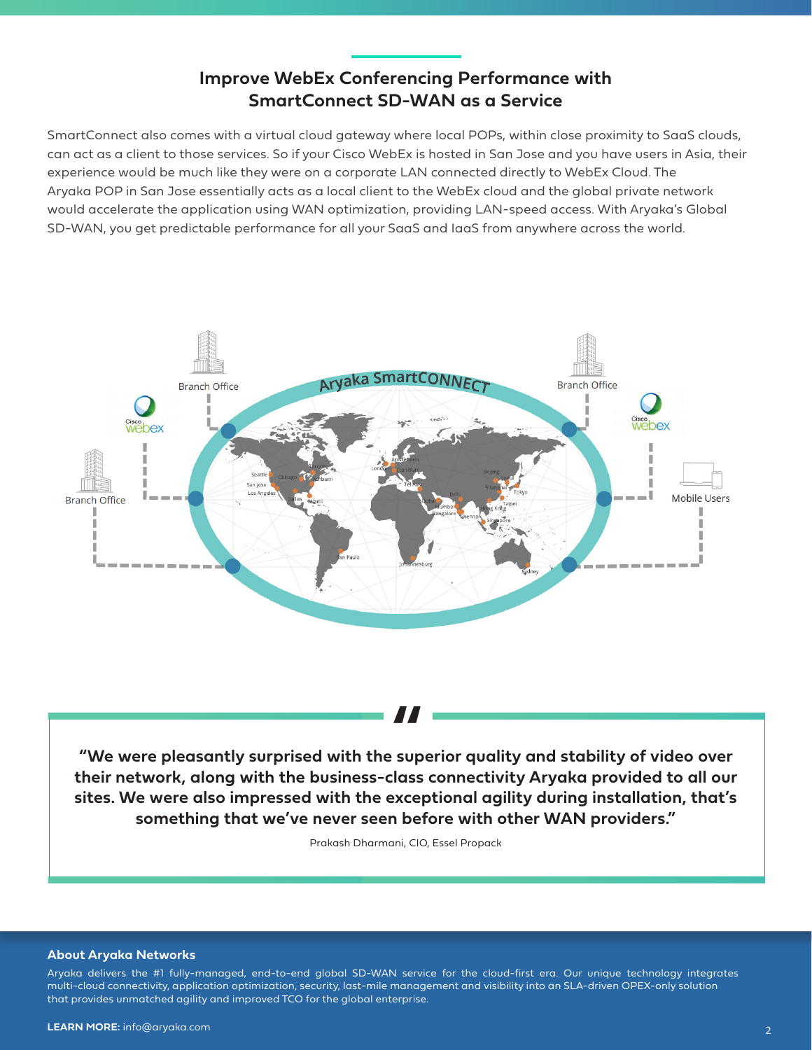## Improve WebEx Conferencing Performance with SmartConnect SD-WAN as a Service

SmartConnect also comes with a virtual cloud gateway where local POPs, within close proximity to SaaS clouds, can act as a client to those services. So if your Cisco WebEx is hosted in San Jose and you have users in Asia, their experience would be much like they were on a corporate LAN connected directly to WebEx Cloud. The Aryaka POP in San Jose essentially acts as a local client to the WebEx cloud and the global private network would accelerate the application using WAN optimization, providing LAN-speed access. With Aryaka's Global SD-WAN, you get predictable performance for all your SaaS and IaaS from anywhere across the world.

Aryaka SmartCONNECT

Branch Office

Branch Office

Branch Office

Cisco webex

Cisco webex

Mobile Users

Seattle
San Jose
Los Angeles
Chicago
Toronto
Ashburn
Dallas
Miami
Sao Paulo
London
Amsterdam
Frankfurt
Tel Aviv
Dubai
Mumbai
Bangalore
Chennai
Delhi
Johannesburg
Beijing
Shanghai
Seoul
Tokyo
Hong Kong
Taipei
Singapore
Sydney

**"We were pleasantly surprised with the superior quality and stability of video over their network, along with the business-class connectivity Aryaka provided to all our sites. We were also impressed with the exceptional agility during installation, that's something that we've never seen before with other WAN providers."**

Prakash Dharmani, CIO, Essel Propack

### About Aryaka Networks

Aryaka delivers the #1 fully-managed, end-to-end global SD-WAN service for the cloud-first era. Our unique technology integrates multi-cloud connectivity, application optimization, security, last-mile management and visibility into an SLA-driven OPEX-only solution that provides unmatched agility and improved TCO for the global enterprise.

**LEARN MORE:** info@aryaka.com